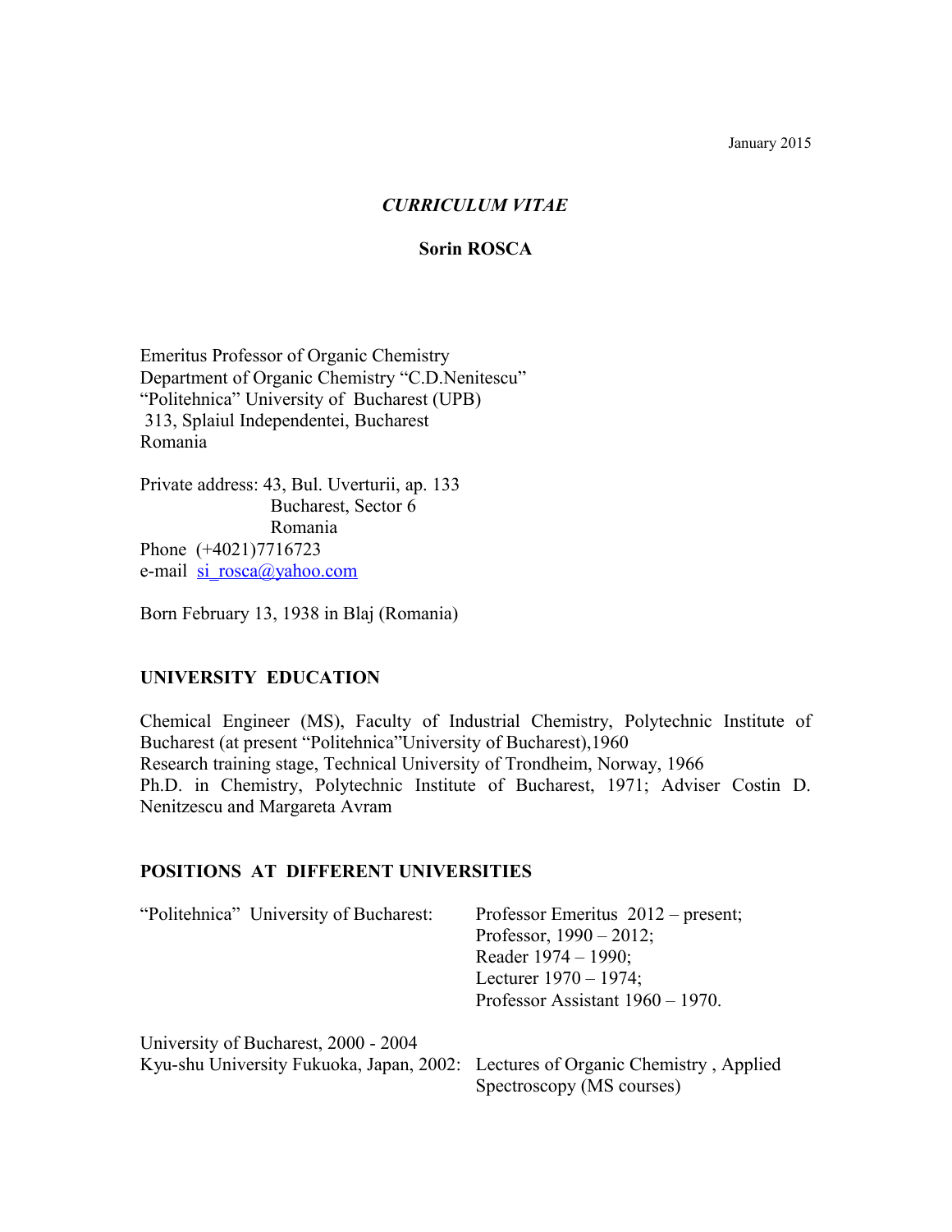January 2015

*CURRICULUM VITAE*

**Sorin ROSCA**

Emeritus Professor of Organic Chemistry
Department of Organic Chemistry "C.D.Nenitescu"
"Politehnica" University of Bucharest (UPB)
313, Splaiul Independentei, Bucharest
Romania

Private address: 43, Bul. Uverturii, ap. 133
Bucharest, Sector 6
Romania
Phone (+4021)7716723
e-mail si_rosca@yahoo.com

Born February 13, 1938 in Blaj (Romania)

## UNIVERSITY EDUCATION

Chemical Engineer (MS), Faculty of Industrial Chemistry, Polytechnic Institute of Bucharest (at present "Politehnica"University of Bucharest),1960
Research training stage, Technical University of Trondheim, Norway, 1966
Ph.D. in Chemistry, Polytechnic Institute of Bucharest, 1971; Adviser Costin D. Nenitzescu and Margareta Avram

## POSITIONS AT DIFFERENT UNIVERSITIES

| | |
|---|---|
| "Politehnica" University of Bucharest: | Professor Emeritus 2012 – present;<br>Professor, 1990 – 2012;<br>Reader 1974 – 1990;<br>Lecturer 1970 – 1974;<br>Professor Assistant 1960 – 1970. |
| University of Bucharest, 2000 - 2004<br>Kyu-shu University Fukuoka, Japan, 2002: | Lectures of Organic Chemistry , Applied Spectroscopy (MS courses) |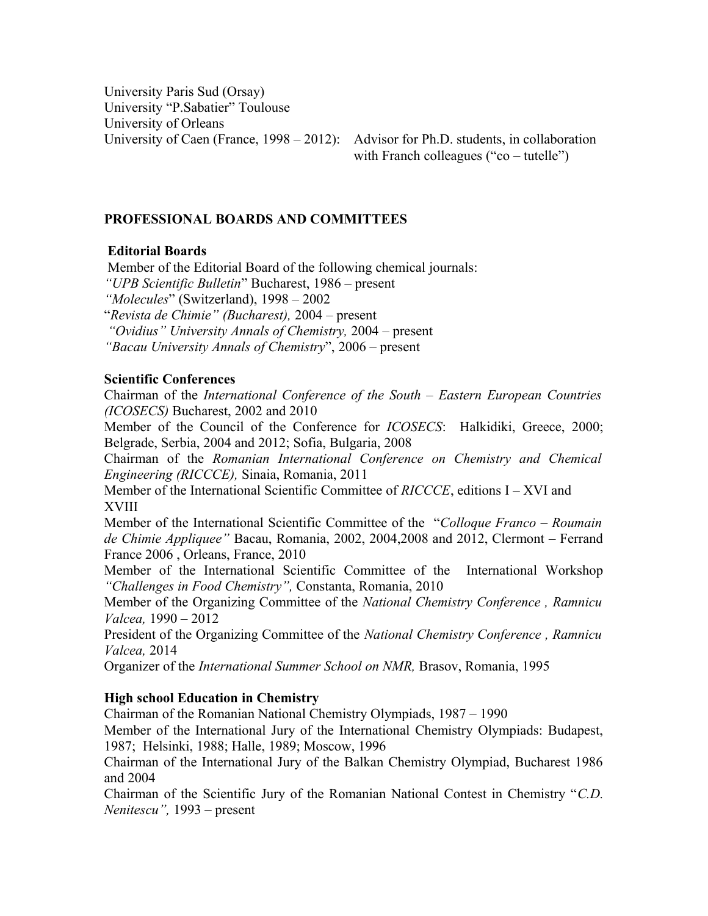University Paris Sud (Orsay)
University "P.Sabatier" Toulouse
University of Orleans
University of Caen (France, 1998 – 2012): Advisor for Ph.D. students, in collaboration with Franch colleagues ("co – tutelle")

## PROFESSIONAL BOARDS AND COMMITTEES

### Editorial Boards

Member of the Editorial Board of the following chemical journals:
*"UPB Scientific Bulletin*" Bucharest, 1986 – present
*"Molecules*" (Switzerland), 1998 – 2002
"*Revista de Chimie" (Bucharest),* 2004 – present
*"Ovidius" University Annals of Chemistry,* 2004 – present
*"Bacau University Annals of Chemistry*", 2006 – present

### Scientific Conferences

Chairman of the *International Conference of the South – Eastern European Countries (ICOSECS)* Bucharest, 2002 and 2010
Member of the Council of the Conference for *ICOSECS*: Halkidiki, Greece, 2000; Belgrade, Serbia, 2004 and 2012; Sofia, Bulgaria, 2008
Chairman of the *Romanian International Conference on Chemistry and Chemical Engineering (RICCCE),* Sinaia, Romania, 2011
Member of the International Scientific Committee of *RICCCE*, editions I – XVI and XVIII
Member of the International Scientific Committee of the "*Colloque Franco – Roumain de Chimie Appliquee"* Bacau, Romania, 2002, 2004,2008 and 2012, Clermont – Ferrand France 2006 , Orleans, France, 2010
Member of the International Scientific Committee of the International Workshop *"Challenges in Food Chemistry",* Constanta, Romania, 2010
Member of the Organizing Committee of the *National Chemistry Conference , Ramnicu Valcea,* 1990 – 2012
President of the Organizing Committee of the *National Chemistry Conference , Ramnicu Valcea,* 2014
Organizer of the *International Summer School on NMR,* Brasov, Romania, 1995

### High school Education in Chemistry

Chairman of the Romanian National Chemistry Olympiads, 1987 – 1990
Member of the International Jury of the International Chemistry Olympiads: Budapest, 1987; Helsinki, 1988; Halle, 1989; Moscow, 1996
Chairman of the International Jury of the Balkan Chemistry Olympiad, Bucharest 1986 and 2004
Chairman of the Scientific Jury of the Romanian National Contest in Chemistry "*C.D. Nenitescu",* 1993 – present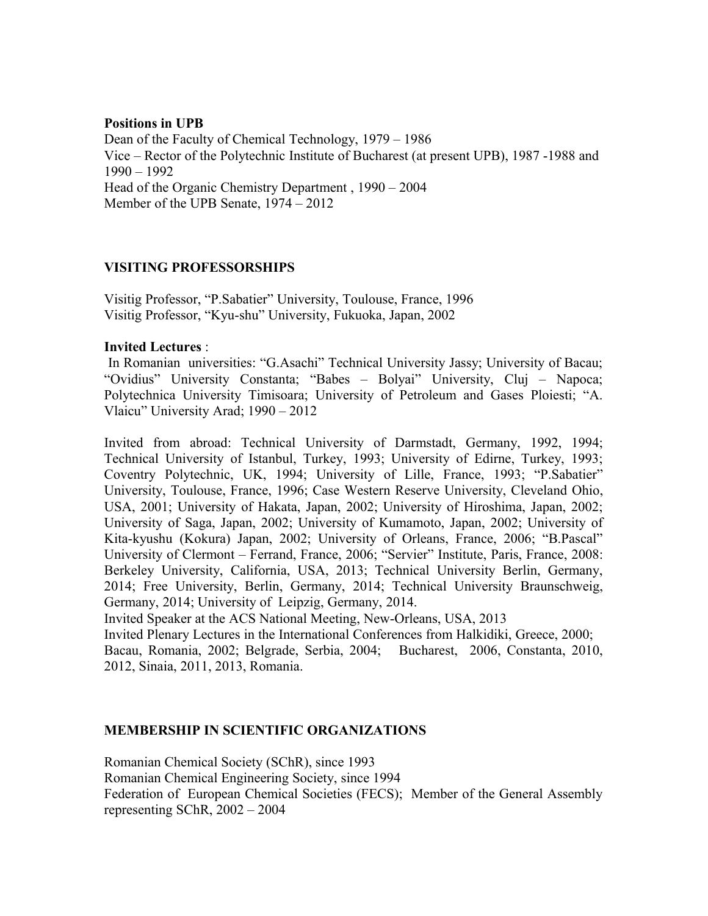**Positions in UPB**

Dean of the Faculty of Chemical Technology, 1979 – 1986
Vice – Rector of the Polytechnic Institute of Bucharest (at present UPB), 1987 -1988 and 1990 – 1992
Head of the Organic Chemistry Department , 1990 – 2004
Member of the UPB Senate, 1974 – 2012

## VISITING PROFESSORSHIPS

Visitig Professor, "P.Sabatier" University, Toulouse, France, 1996
Visitig Professor, "Kyu-shu" University, Fukuoka, Japan, 2002

**Invited Lectures** :

In Romanian universities: "G.Asachi" Technical University Jassy; University of Bacau; "Ovidius" University Constanta; "Babes – Bolyai" University, Cluj – Napoca; Polytechnica University Timisoara; University of Petroleum and Gases Ploiesti; "A. Vlaicu" University Arad; 1990 – 2012

Invited from abroad: Technical University of Darmstadt, Germany, 1992, 1994; Technical University of Istanbul, Turkey, 1993; University of Edirne, Turkey, 1993; Coventry Polytechnic, UK, 1994; University of Lille, France, 1993; "P.Sabatier" University, Toulouse, France, 1996; Case Western Reserve University, Cleveland Ohio, USA, 2001; University of Hakata, Japan, 2002; University of Hiroshima, Japan, 2002; University of Saga, Japan, 2002; University of Kumamoto, Japan, 2002; University of Kita-kyushu (Kokura) Japan, 2002; University of Orleans, France, 2006; "B.Pascal" University of Clermont – Ferrand, France, 2006; "Servier" Institute, Paris, France, 2008: Berkeley University, California, USA, 2013; Technical University Berlin, Germany, 2014; Free University, Berlin, Germany, 2014; Technical University Braunschweig, Germany, 2014; University of Leipzig, Germany, 2014.
Invited Speaker at the ACS National Meeting, New-Orleans, USA, 2013
Invited Plenary Lectures in the International Conferences from Halkidiki, Greece, 2000; Bacau, Romania, 2002; Belgrade, Serbia, 2004; Bucharest, 2006, Constanta, 2010, 2012, Sinaia, 2011, 2013, Romania.

## MEMBERSHIP IN SCIENTIFIC ORGANIZATIONS

Romanian Chemical Society (SChR), since 1993
Romanian Chemical Engineering Society, since 1994
Federation of European Chemical Societies (FECS); Member of the General Assembly representing SChR, 2002 – 2004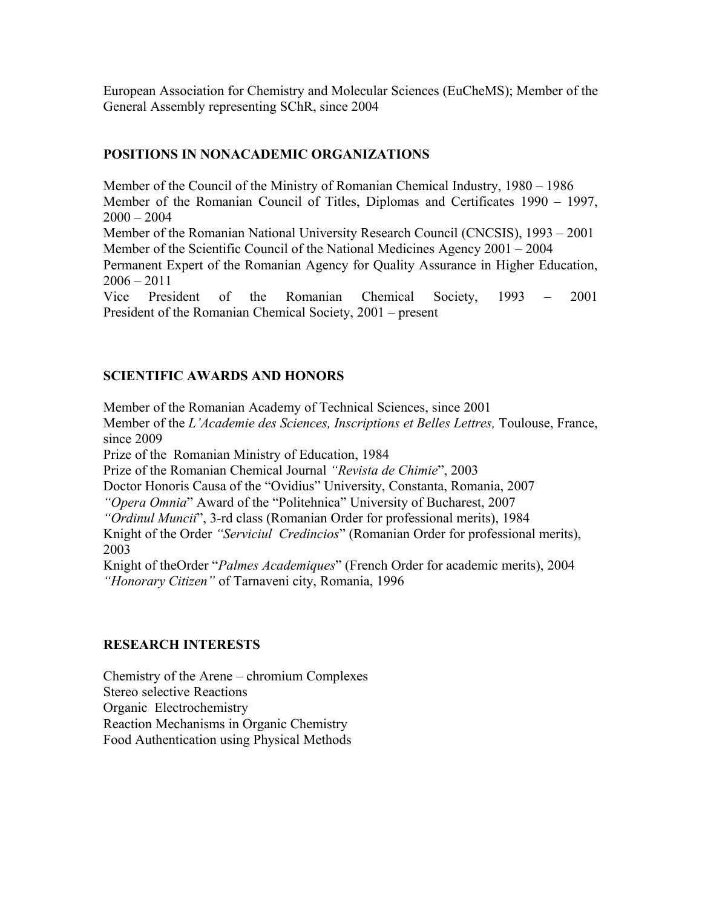European Association for Chemistry and Molecular Sciences (EuCheMS); Member of the General Assembly representing SChR, since 2004

## POSITIONS IN NONACADEMIC ORGANIZATIONS

Member of the Council of the Ministry of Romanian Chemical Industry, 1980 – 1986
Member of the Romanian Council of Titles, Diplomas and Certificates 1990 – 1997, 2000 – 2004
Member of the Romanian National University Research Council (CNCSIS), 1993 – 2001
Member of the Scientific Council of the National Medicines Agency 2001 – 2004
Permanent Expert of the Romanian Agency for Quality Assurance in Higher Education, 2006 – 2011
Vice President of the Romanian Chemical Society, 1993 – 2001
President of the Romanian Chemical Society, 2001 – present

## SCIENTIFIC AWARDS AND HONORS

Member of the Romanian Academy of Technical Sciences, since 2001
Member of the *L'Academie des Sciences, Inscriptions et Belles Lettres,* Toulouse, France, since 2009
Prize of the Romanian Ministry of Education, 1984
Prize of the Romanian Chemical Journal *"Revista de Chimie*", 2003
Doctor Honoris Causa of the "Ovidius" University, Constanta, Romania, 2007
*"Opera Omnia*" Award of the "Politehnica" University of Bucharest, 2007
*"Ordinul Muncii*", 3-rd class (Romanian Order for professional merits), 1984
Knight of the Order *"Serviciul Credincios*" (Romanian Order for professional merits), 2003
Knight of theOrder "*Palmes Academiques*" (French Order for academic merits), 2004
*"Honorary Citizen"* of Tarnaveni city, Romania, 1996

## RESEARCH INTERESTS

Chemistry of the Arene – chromium Complexes
Stereo selective Reactions
Organic Electrochemistry
Reaction Mechanisms in Organic Chemistry
Food Authentication using Physical Methods